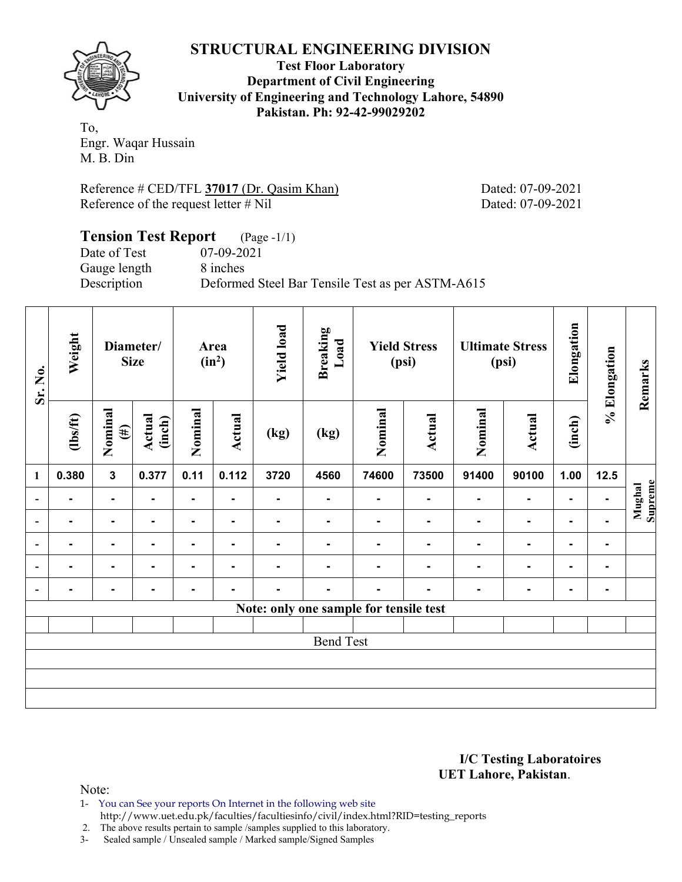# STRUCTURAL ENGINEERING DIVISION

**Test Floor Laboratory**
**Department of Civil Engineering**
**University of Engineering and Technology Lahore, 54890**
**Pakistan. Ph: 92-42-99029202**

To,
Engr. Waqar Hussain
M. B. Din

Reference # CED/TFL **37017** (Dr. Qasim Khan) Dated: 07-09-2021
Reference of the request letter # Nil Dated: 07-09-2021

## Tension Test Report (Page -1/1)

Date of Test 07-09-2021
Gauge length 8 inches
Description Deformed Steel Bar Tensile Test as per ASTM-A615

| Sr. No. | Weight | Diameter/ Size | | Area (in²) | | Yield load | Breaking Load | Yield Stress (psi) | | Ultimate Stress (psi) | | Elongation | % Elongation | Remarks |
|---|---|---|---|---|---|---|---|---|---|---|---|---|---|---|
| | (lbs/ft) | Nominal (#) | Actual (inch) | Nominal | Actual | (kg) | (kg) | Nominal | Actual | Nominal | Actual | (inch) | | |
| 1 | 0.380 | 3 | 0.377 | 0.11 | 0.112 | 3720 | 4560 | 74600 | 73500 | 91400 | 90100 | 1.00 | 12.5 | Mughal Supreme |
| - | - | - | - | - | - | - | - | - | - | - | - | - | - | |
| - | - | - | - | - | - | - | - | - | - | - | - | - | - | |
| - | - | - | - | - | - | - | - | - | - | - | - | - | - | |
| - | - | - | - | - | - | - | - | - | - | - | - | - | - | |
| - | - | - | - | - | - | - | - | - | - | - | - | - | - | |
| Note: only one sample for tensile test | | | | | | | | | | | | | | |
| Bend Test | | | | | | | | | | | | | | |

**I/C Testing Laboratoires**
**UET Lahore, Pakistan**.

Note:
1- You can See your reports On Internet in the following web site
http://www.uet.edu.pk/faculties/facultiesinfo/civil/index.html?RID=testing_reports
2. The above results pertain to sample /samples supplied to this laboratory.
3- Sealed sample / Unsealed sample / Marked sample/Signed Samples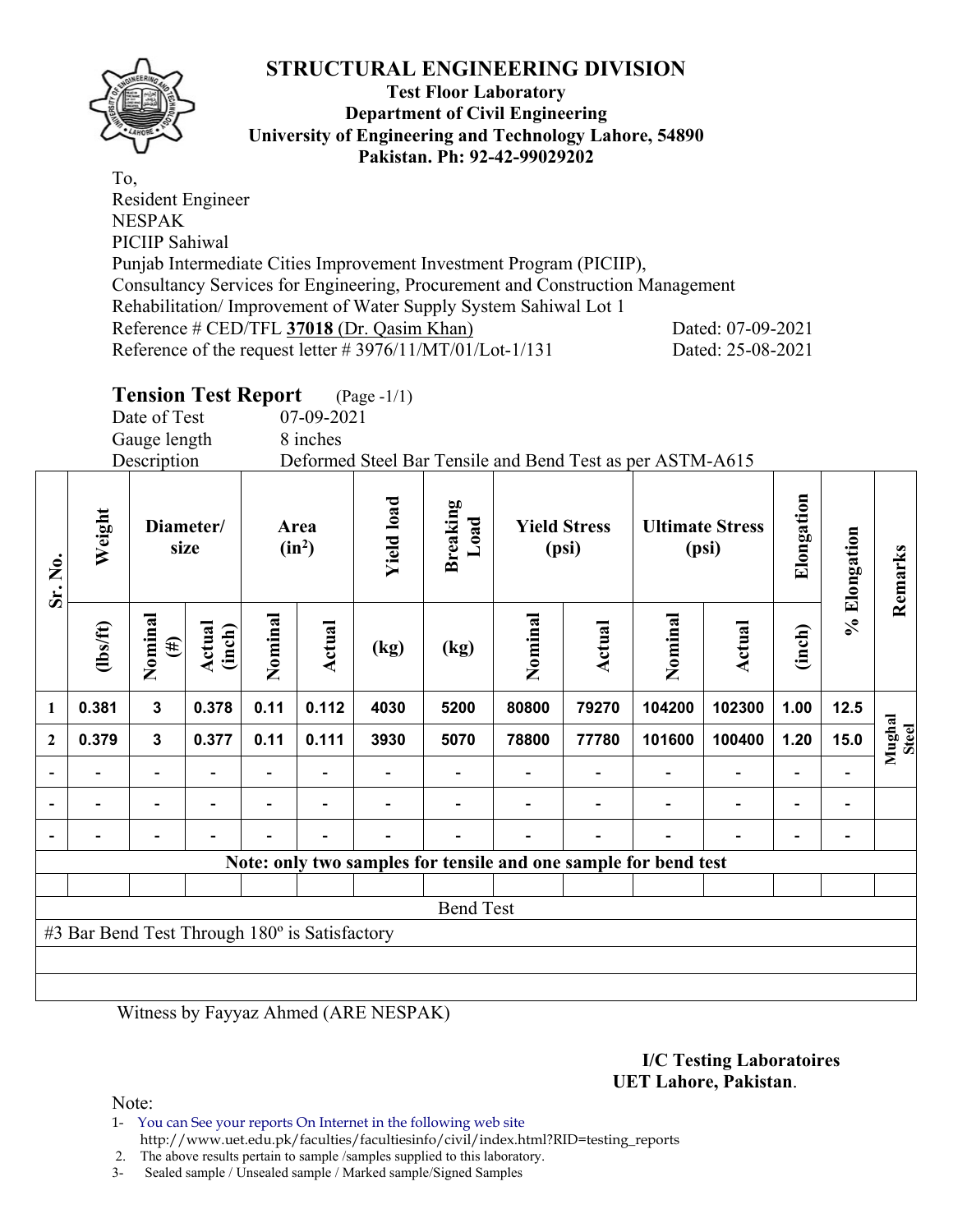# STRUCTURAL ENGINEERING DIVISION

**Test Floor Laboratory**
**Department of Civil Engineering**
**University of Engineering and Technology Lahore, 54890**
**Pakistan. Ph: 92-42-99029202**

To,
Resident Engineer
NESPAK
PICIIP Sahiwal
Punjab Intermediate Cities Improvement Investment Program (PICIIP),
Consultancy Services for Engineering, Procurement and Construction Management
Rehabilitation/ Improvement of Water Supply System Sahiwal Lot 1
Reference # CED/TFL **37018** (Dr. Qasim Khan) Dated: 07-09-2021
Reference of the request letter # 3976/11/MT/01/Lot-1/131 Dated: 25-08-2021

## Tension Test Report (Page -1/1)

Date of Test 07-09-2021
Gauge length 8 inches
Description Deformed Steel Bar Tensile and Bend Test as per ASTM-A615

| Sr. No. | Weight | Diameter/ size | | Area ($in^2$) | | Yield load | Breaking Load | Yield Stress (psi) | | Ultimate Stress (psi) | | Elongation | % Elongation | Remarks |
|---|---|---|---|---|---|---|---|---|---|---|---|---|---|---|
| | (lbs/ft) | Nominal (#) | Actual (inch) | Nominal | Actual | (kg) | (kg) | Nominal | Actual | Nominal | Actual | (inch) | | |
| 1 | 0.381 | 3 | 0.378 | 0.11 | 0.112 | 4030 | 5200 | 80800 | 79270 | 104200 | 102300 | 1.00 | 12.5 | Mughal Steel |
| 2 | 0.379 | 3 | 0.377 | 0.11 | 0.111 | 3930 | 5070 | 78800 | 77780 | 101600 | 100400 | 1.20 | 15.0 | |
| - | - | - | - | - | - | - | - | - | - | - | - | - | - | |
| - | - | - | - | - | - | - | - | - | - | - | - | - | - | |
| - | - | - | - | - | - | - | - | - | - | - | - | - | - | |

**Note: only two samples for tensile and one sample for bend test**

Bend Test

#3 Bar Bend Test Through 180º is Satisfactory

Witness by Fayyaz Ahmed (ARE NESPAK)

**I/C Testing Laboratoires**
**UET Lahore, Pakistan**.

Note:
1- You can See your reports On Internet in the following web site
http://www.uet.edu.pk/faculties/facultiesinfo/civil/index.html?RID=testing_reports
2. The above results pertain to sample /samples supplied to this laboratory.
3- Sealed sample / Unsealed sample / Marked sample/Signed Samples